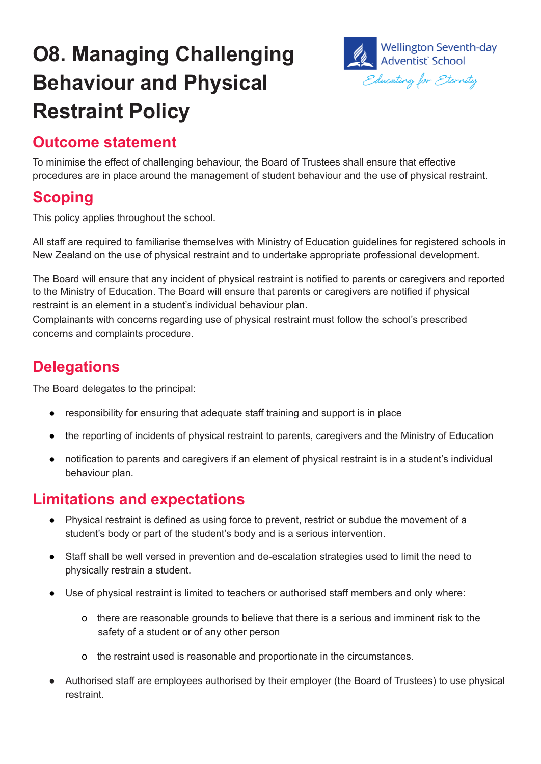# O8. Managing Challenging Behaviour and Physical Restraint Policy

Wellington Seventh-day Adventist School

*Educating for Eternity*

## Outcome statement

To minimise the effect of challenging behaviour, the Board of Trustees shall ensure that effective procedures are in place around the management of student behaviour and the use of physical restraint.

## Scoping

This policy applies throughout the school.

All staff are required to familiarise themselves with Ministry of Education guidelines for registered schools in New Zealand on the use of physical restraint and to undertake appropriate professional development.

The Board will ensure that any incident of physical restraint is notified to parents or caregivers and reported to the Ministry of Education. The Board will ensure that parents or caregivers are notified if physical restraint is an element in a student's individual behaviour plan.
Complainants with concerns regarding use of physical restraint must follow the school's prescribed concerns and complaints procedure.

## Delegations

The Board delegates to the principal:

- responsibility for ensuring that adequate staff training and support is in place
- the reporting of incidents of physical restraint to parents, caregivers and the Ministry of Education
- notification to parents and caregivers if an element of physical restraint is in a student's individual behaviour plan.

## Limitations and expectations

- Physical restraint is defined as using force to prevent, restrict or subdue the movement of a student's body or part of the student's body and is a serious intervention.
- Staff shall be well versed in prevention and de-escalation strategies used to limit the need to physically restrain a student.
- Use of physical restraint is limited to teachers or authorised staff members and only where:
    - there are reasonable grounds to believe that there is a serious and imminent risk to the safety of a student or of any other person
    - the restraint used is reasonable and proportionate in the circumstances.
- Authorised staff are employees authorised by their employer (the Board of Trustees) to use physical restraint.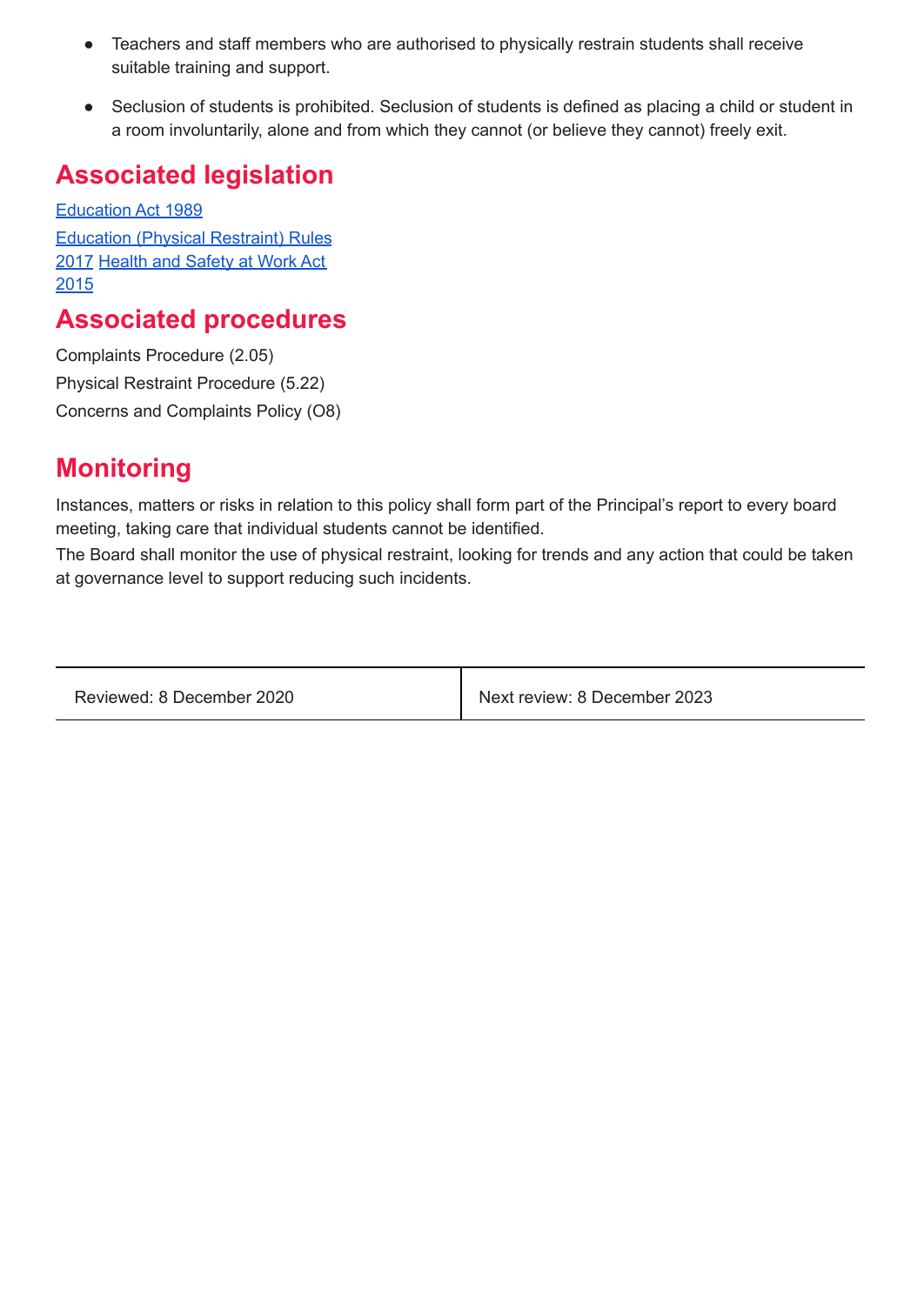- Teachers and staff members who are authorised to physically restrain students shall receive suitable training and support.
- Seclusion of students is prohibited. Seclusion of students is defined as placing a child or student in a room involuntarily, alone and from which they cannot (or believe they cannot) freely exit.

## Associated legislation

Education Act 1989

Education (Physical Restraint) Rules 2017

Health and Safety at Work Act 2015

## Associated procedures

Complaints Procedure (2.05)

Physical Restraint Procedure (5.22)

Concerns and Complaints Policy (O8)

## Monitoring

Instances, matters or risks in relation to this policy shall form part of the Principal's report to every board meeting, taking care that individual students cannot be identified.

The Board shall monitor the use of physical restraint, looking for trends and any action that could be taken at governance level to support reducing such incidents.

| | |
|---|---|
| Reviewed: 8 December 2020 | Next review: 8 December 2023 |